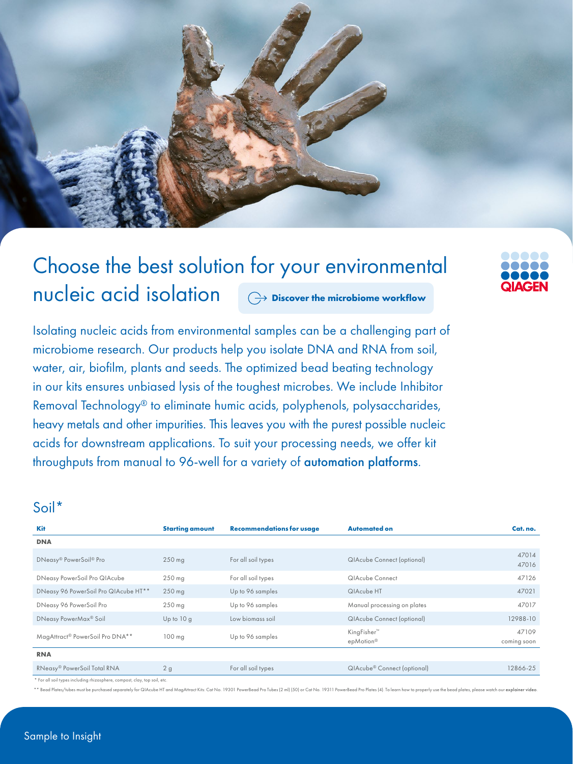# Choose the best solution for your environmental nucleic acid isolation

→ **Discover the microbiome workflow**

Isolating nucleic acids from environmental samples can be a challenging part of microbiome research. Our products help you isolate DNA and RNA from soil, water, air, biofilm, plants and seeds. The optimized bead beating technology in our kits ensures unbiased lysis of the toughest microbes. We include Inhibitor Removal Technology® to eliminate humic acids, polyphenols, polysaccharides, heavy metals and other impurities. This leaves you with the purest possible nucleic acids for downstream applications. To suit your processing needs, we offer kit throughputs from manual to 96-well for a variety of automation platforms.

## Soil*

| Kit | Starting amount | Recommendations for usage | Automated on | Cat. no. |
|---|---|---|---|---|
| **DNA** | | | | |
| DNeasy® PowerSoil® Pro | 250 mg | For all soil types | QIAcube Connect (optional) | 47014<br>47016 |
| DNeasy PowerSoil Pro QIAcube | 250 mg | For all soil types | QIAcube Connect | 47126 |
| DNeasy 96 PowerSoil Pro QIAcube HT** | 250 mg | Up to 96 samples | QIAcube HT | 47021 |
| DNeasy 96 PowerSoil Pro | 250 mg | Up to 96 samples | Manual processing on plates | 47017 |
| DNeasy PowerMax® Soil | Up to 10 g | Low biomass soil | QIAcube Connect (optional) | 12988-10 |
| MagAttract® PowerSoil Pro DNA** | 100 mg | Up to 96 samples | KingFisher™<br>epMotion® | 47109<br>coming soon |
| **RNA** | | | | |
| RNeasy® PowerSoil Total RNA | 2 g | For all soil types | QIAcube® Connect (optional) | 12866-25 |

\* For all soil types including rhizosphere, compost, clay, top soil, etc.

\*\* Bead Plates/tubes must be purchased separately for QIAcube HT and MagAttract Kits: Cat No. 19301 PowerBead Pro Tubes (2 ml) (50) or Cat No. 19311 PowerBead Pro Plates (4). To learn how to properly use the bead plates, please watch our **explainer video**.

Sample to Insight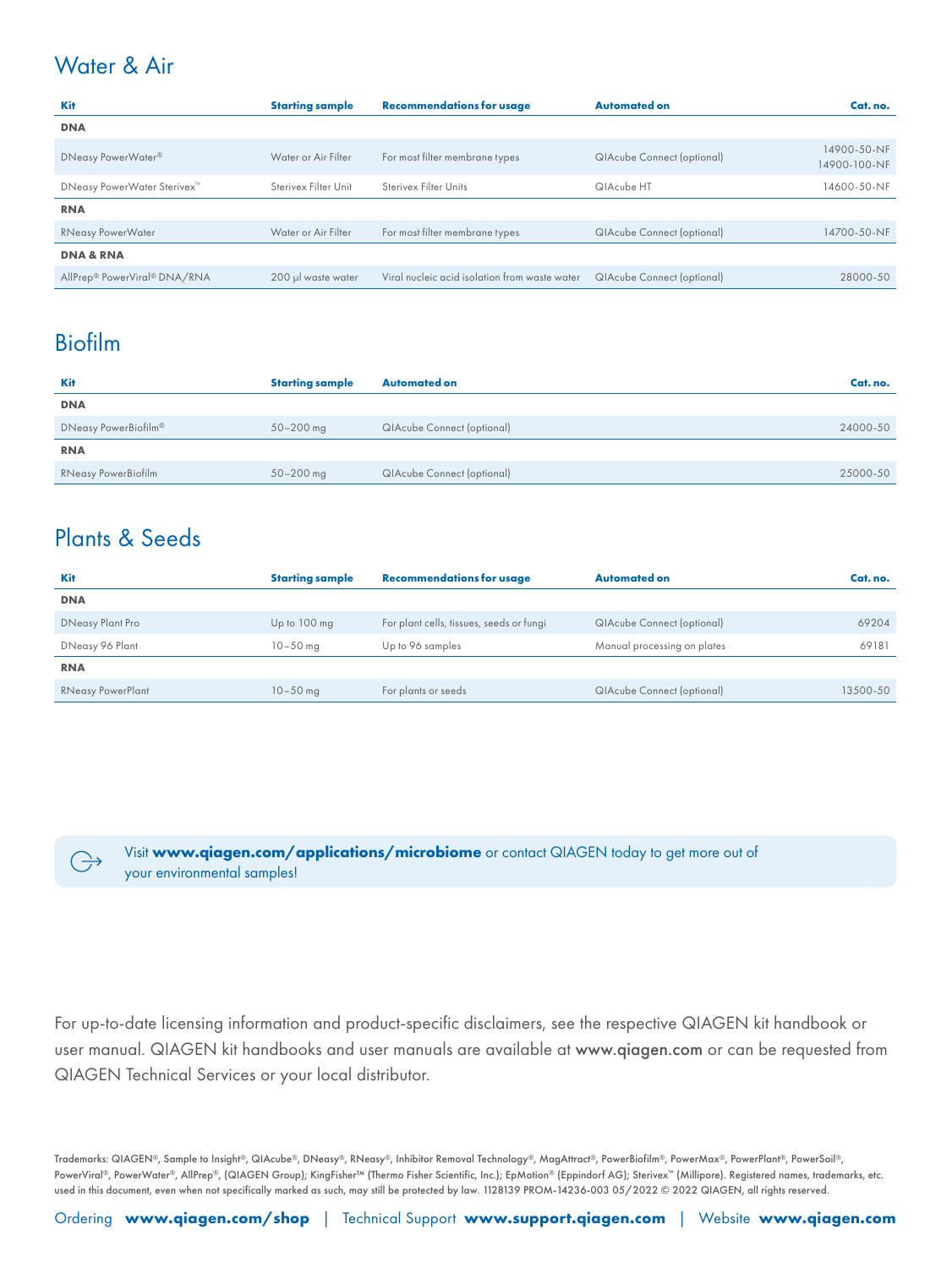## Water & Air

| Kit | Starting sample | Recommendations for usage | Automated on | Cat. no. |
|---|---|---|---|---|
| **DNA** | | | | |
| DNeasy PowerWater® | Water or Air Filter | For most filter membrane types | QIAcube Connect (optional) | 14900-50-NF<br>14900-100-NF |
| DNeasy PowerWater Sterivex™ | Sterivex Filter Unit | Sterivex Filter Units | QIAcube HT | 14600-50-NF |
| **RNA** | | | | |
| RNeasy PowerWater | Water or Air Filter | For most filter membrane types | QIAcube Connect (optional) | 14700-50-NF |
| **DNA & RNA** | | | | |
| AllPrep® PowerViral® DNA/RNA | 200 µl waste water | Viral nucleic acid isolation from waste water | QIAcube Connect (optional) | 28000-50 |

## Biofilm

| Kit | Starting sample | Automated on | Cat. no. |
|---|---|---|---|
| **DNA** | | | |
| DNeasy PowerBiofilm® | 50–200 mg | QIAcube Connect (optional) | 24000-50 |
| **RNA** | | | |
| RNeasy PowerBiofilm | 50–200 mg | QIAcube Connect (optional) | 25000-50 |

## Plants & Seeds

| Kit | Starting sample | Recommendations for usage | Automated on | Cat. no. |
|---|---|---|---|---|
| **DNA** | | | | |
| DNeasy Plant Pro | Up to 100 mg | For plant cells, tissues, seeds or fungi | QIAcube Connect (optional) | 69204 |
| DNeasy 96 Plant | 10–50 mg | Up to 96 samples | Manual processing on plates | 69181 |
| **RNA** | | | | |
| RNeasy PowerPlant | 10–50 mg | For plants or seeds | QIAcube Connect (optional) | 13500-50 |

Visit **www.qiagen.com/applications/microbiome** or contact QIAGEN today to get more out of your environmental samples!

For up-to-date licensing information and product-specific disclaimers, see the respective QIAGEN kit handbook or user manual. QIAGEN kit handbooks and user manuals are available at www.qiagen.com or can be requested from QIAGEN Technical Services or your local distributor.

Trademarks: QIAGEN®, Sample to Insight®, QIAcube®, DNeasy®, RNeasy®, Inhibitor Removal Technology®, MagAttract®, PowerBiofilm®, PowerMax®, PowerPlant®, PowerSoil®, PowerViral®, PowerWater®, AllPrep®, (QIAGEN Group); KingFisher™ (Thermo Fisher Scientific, Inc.); EpMotion® (Eppindorf AG); Sterivex™ (Millipore). Registered names, trademarks, etc. used in this document, even when not specifically marked as such, may still be protected by law. 1128139 PROM-14236-003 05/2022 © 2022 QIAGEN, all rights reserved.

Ordering **www.qiagen.com/shop** | Technical Support **www.support.qiagen.com** | Website **www.qiagen.com**